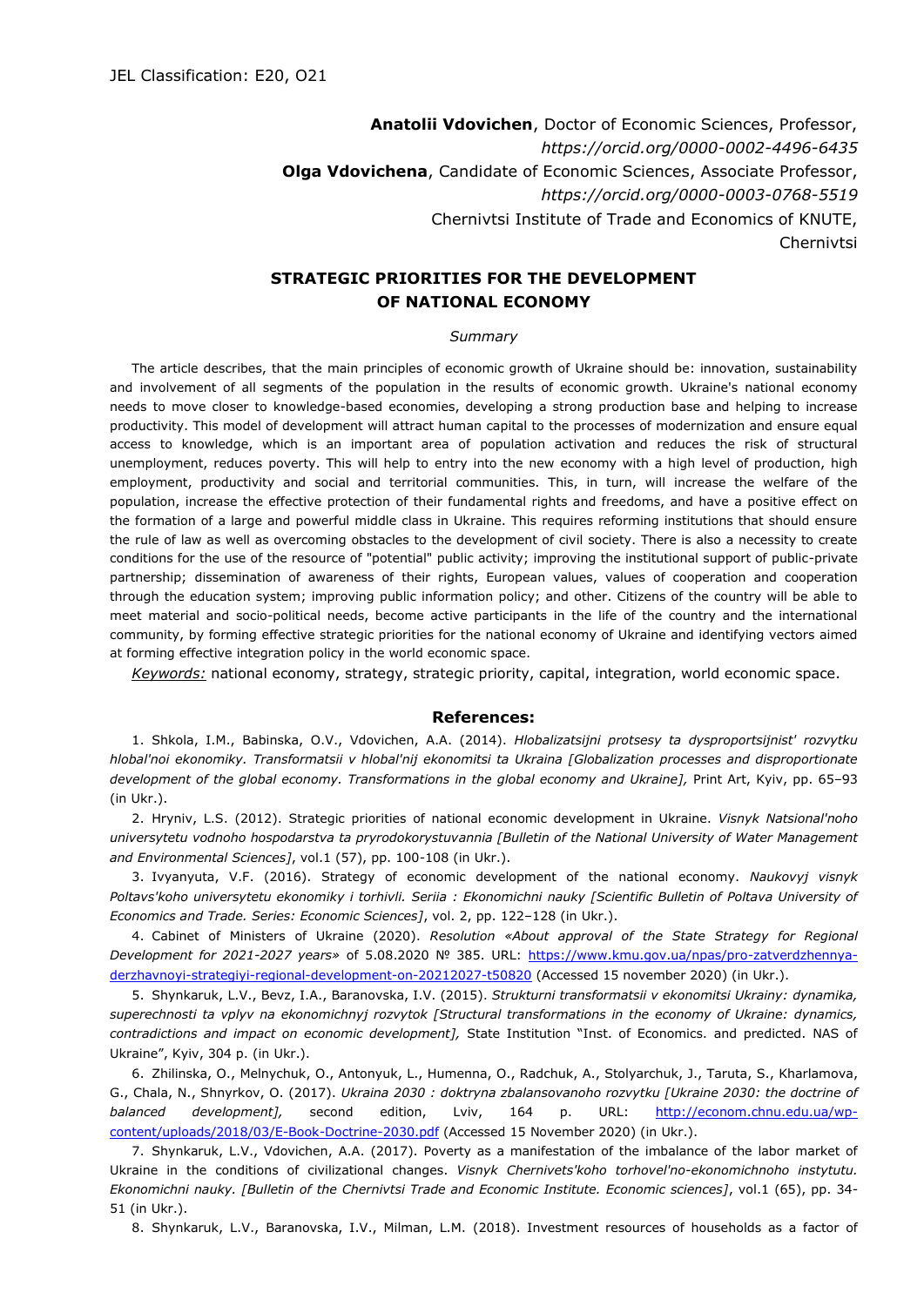JEL Classification: E20, O21

**Anatolii Vdovichen**, Doctor of Economic Sciences, Professor,
*https://orcid.org/0000-0002-4496-6435*
**Olga Vdovichena**, Candidate of Economic Sciences, Associate Professor,
*https://orcid.org/0000-0003-0768-5519*
Chernivtsi Institute of Trade and Economics of KNUTE,
Chernivtsi

# STRATEGIC PRIORITIES FOR THE DEVELOPMENT OF NATIONAL ECONOMY

*Summary*

The article describes, that the main principles of economic growth of Ukraine should be: innovation, sustainability and involvement of all segments of the population in the results of economic growth. Ukraine's national economy needs to move closer to knowledge-based economies, developing a strong production base and helping to increase productivity. This model of development will attract human capital to the processes of modernization and ensure equal access to knowledge, which is an important area of population activation and reduces the risk of structural unemployment, reduces poverty. This will help to entry into the new economy with a high level of production, high employment, productivity and social and territorial communities. This, in turn, will increase the welfare of the population, increase the effective protection of their fundamental rights and freedoms, and have a positive effect on the formation of a large and powerful middle class in Ukraine. This requires reforming institutions that should ensure the rule of law as well as overcoming obstacles to the development of civil society. There is also a necessity to create conditions for the use of the resource of "potential" public activity; improving the institutional support of public-private partnership; dissemination of awareness of their rights, European values, values of cooperation and cooperation through the education system; improving public information policy; and other. Citizens of the country will be able to meet material and socio-political needs, become active participants in the life of the country and the international community, by forming effective strategic priorities for the national economy of Ukraine and identifying vectors aimed at forming effective integration policy in the world economic space.

*Keywords:* national economy, strategy, strategic priority, capital, integration, world economic space.

## References:

1. Shkola, I.M., Babinska, O.V., Vdovichen, A.A. (2014). *Hlobalizatsijni protsesy ta dysproportsijnist' rozvytku hlobal'noi ekonomiky. Transformatsii v hlobal'nij ekonomitsi ta Ukraina [Globalization processes and disproportionate development of the global economy. Transformations in the global economy and Ukraine],* Print Art, Kyiv, pp. 65–93 (in Ukr.).

2. Hryniv, L.S. (2012). Strategic priorities of national economic development in Ukraine. *Visnyk Natsional'noho universytetu vodnoho hospodarstva ta pryrodokorystuvannia [Bulletin of the National University of Water Management and Environmental Sciences]*, vol.1 (57), pp. 100-108 (in Ukr.).

3. Ivyanyuta, V.F. (2016). Strategy of economic development of the national economy. *Naukovyj visnyk Poltavs'koho universytetu ekonomiky i torhivli. Seriia : Ekonomichni nauky [Scientific Bulletin of Poltava University of Economics and Trade. Series: Economic Sciences]*, vol. 2, pp. 122–128 (in Ukr.).

4. Cabinet of Ministers of Ukraine (2020). *Resolution «About approval of the State Strategy for Regional Development for 2021-2027 years»* of 5.08.2020 № 385. URL: https://www.kmu.gov.ua/npas/pro-zatverdzhennya-derzhavnoyi-strategiyi-regional-development-on-20212027-t50820 (Accessed 15 november 2020) (in Ukr.).

5. Shynkaruk, L.V., Bevz, I.A., Baranovska, I.V. (2015). *Strukturni transformatsii v ekonomitsi Ukrainy: dynamika, superechnosti ta vplyv na ekonomichnyj rozvytok [Structural transformations in the economy of Ukraine: dynamics, contradictions and impact on economic development],* State Institution "Inst. of Economics. and predicted. NAS of Ukraine", Kyiv, 304 p. (in Ukr.).

6. Zhilinska, O., Melnychuk, O., Antonyuk, L., Humenna, O., Radchuk, A., Stolyarchuk, J., Taruta, S., Kharlamova, G., Chala, N., Shnyrkov, O. (2017). *Ukraina 2030 : doktryna zbalansovanoho rozvytku [Ukraine 2030: the doctrine of balanced development],* second edition, Lviv, 164 p. URL: http://econom.chnu.edu.ua/wp-content/uploads/2018/03/E-Book-Doctrine-2030.pdf (Accessed 15 November 2020) (in Ukr.).

7. Shynkaruk, L.V., Vdovichen, A.A. (2017). Poverty as a manifestation of the imbalance of the labor market of Ukraine in the conditions of civilizational changes. *Visnyk Chernivets'koho torhovel'no-ekonomichnoho instytutu. Ekonomichni nauky. [Bulletin of the Chernivtsi Trade and Economic Institute. Economic sciences]*, vol.1 (65), pp. 34-51 (in Ukr.).

8. Shynkaruk, L.V., Baranovska, I.V., Milman, L.M. (2018). Investment resources of households as a factor of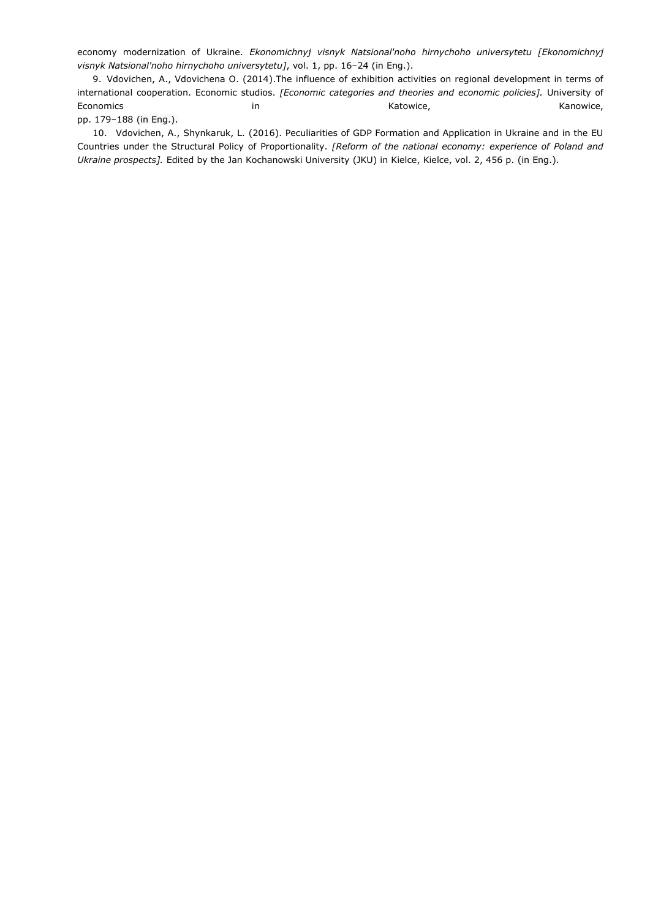economy modernization of Ukraine. *Ekonomichnyj visnyk Natsional'noho hirnychoho universytetu [Ekonomichnyj visnyk Natsional'noho hirnychoho universytetu]*, vol. 1, pp. 16–24 (in Eng.).

9. Vdovichen, A., Vdovichena O. (2014).The influence of exhibition activities on regional development in terms of international cooperation. Economic studios. *[Economic categories and theories and economic policies].* University of Economics in Katowice, Kanowice, pp. 179–188 (in Eng.).

10. Vdovichen, A., Shynkaruk, L. (2016). Peculiarities of GDP Formation and Application in Ukraine and in the EU Countries under the Structural Policy of Proportionality. *[Reform of the national economy: experience of Poland and Ukraine prospects].* Edited by the Jan Kochanowski University (JKU) in Kielce, Kielce, vol. 2, 456 p. (in Eng.).